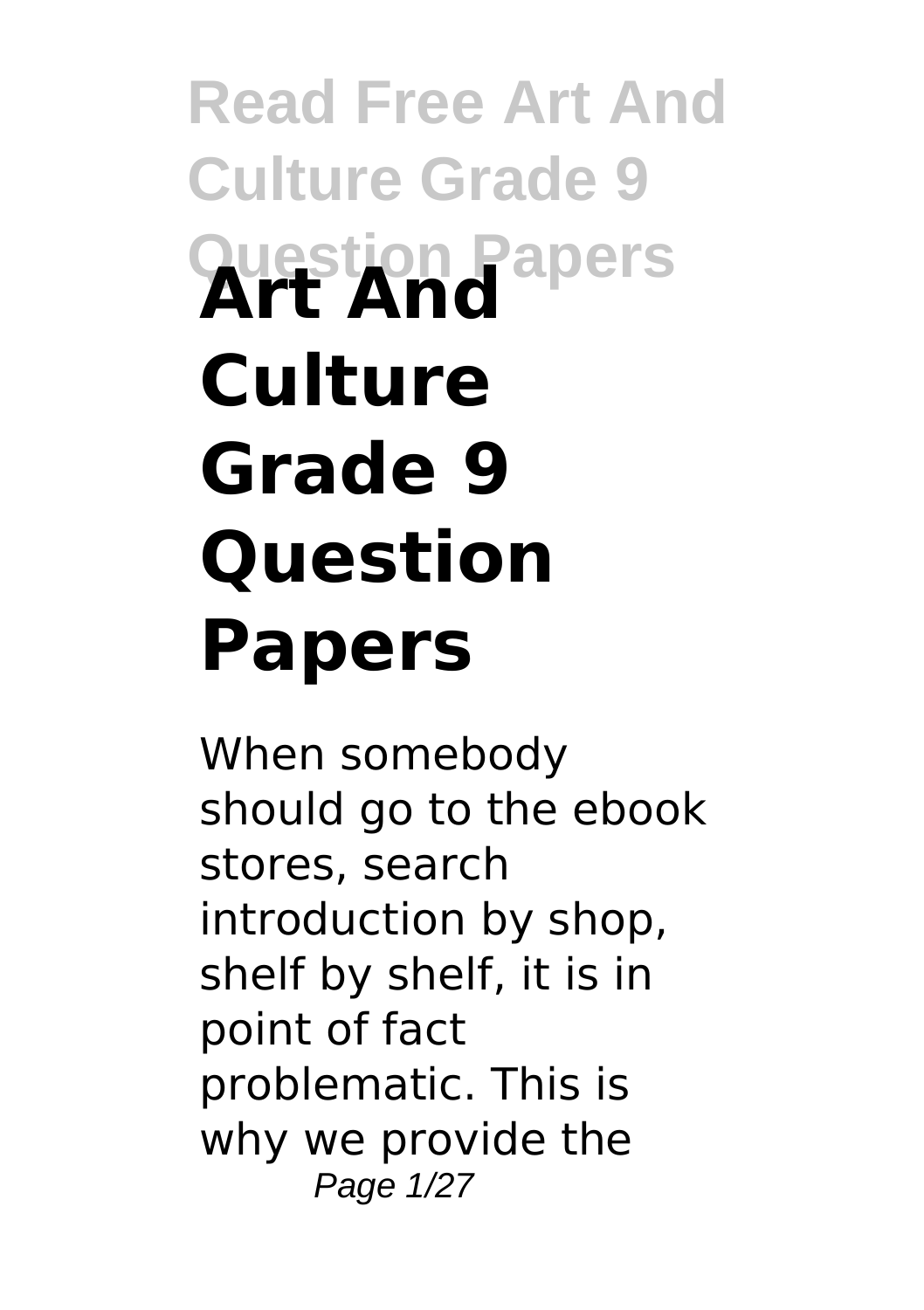# Art And Culture Grade 9 Question Papers

When somebody should go to the ebook stores, search introduction by shop, shelf by shelf, it is in point of fact problematic. This is why we provide the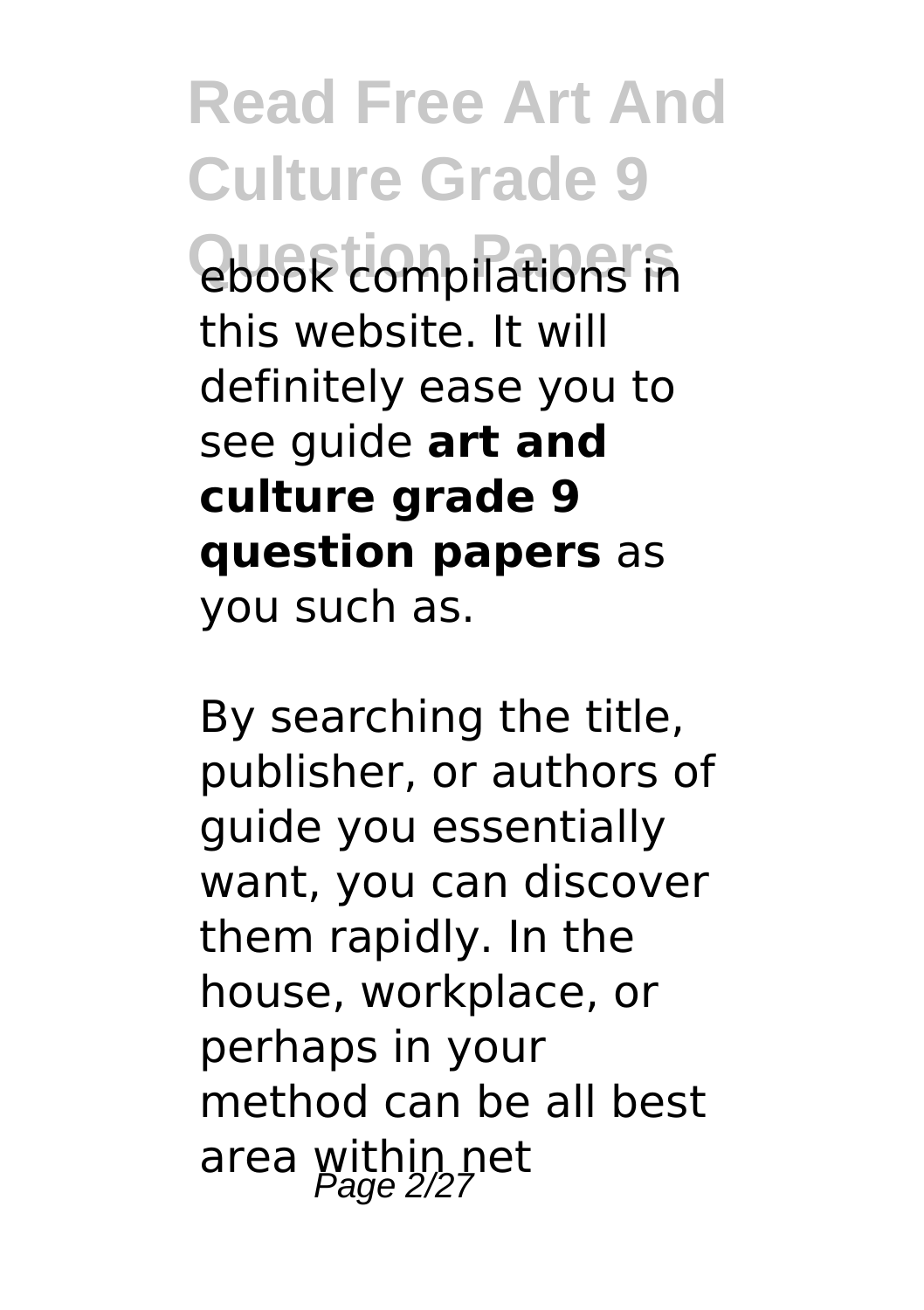ebook compilations in this website. It will definitely ease you to see guide **art and culture grade 9 question papers** as you such as.

By searching the title, publisher, or authors of guide you essentially want, you can discover them rapidly. In the house, workplace, or perhaps in your method can be all best area within net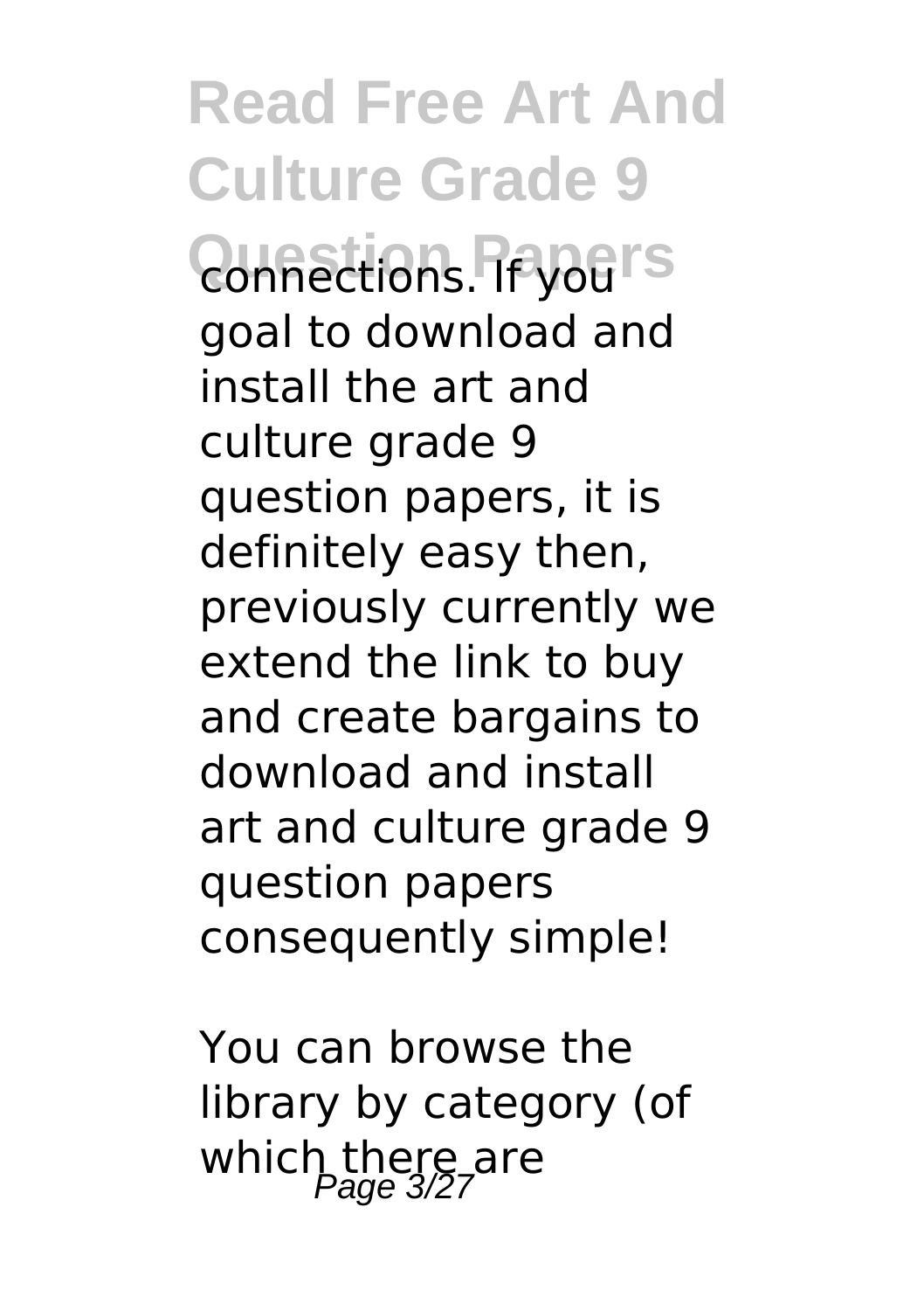connections. If you goal to download and install the art and culture grade 9 question papers, it is definitely easy then, previously currently we extend the link to buy and create bargains to download and install art and culture grade 9 question papers consequently simple!

You can browse the library by category (of which there are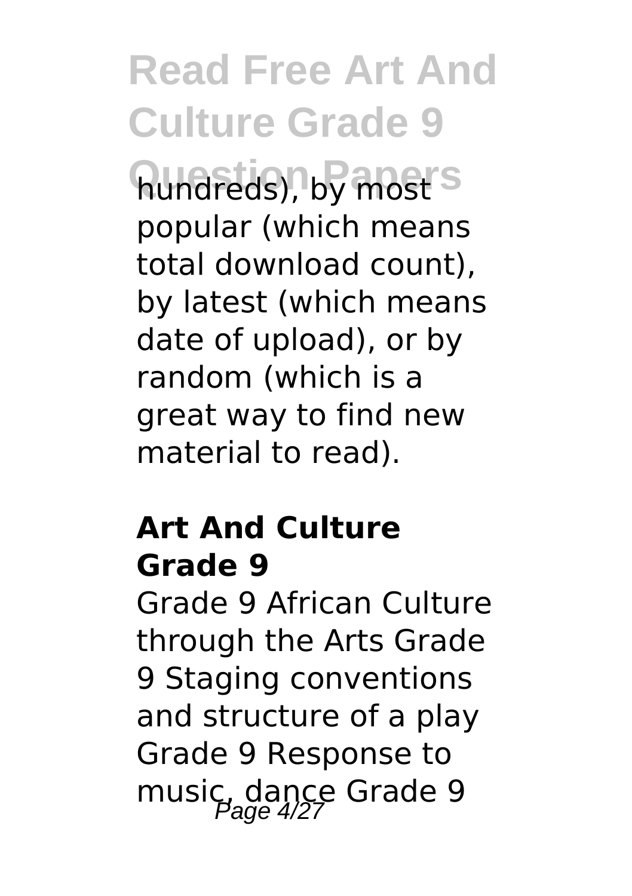hundreds), by most popular (which means total download count), by latest (which means date of upload), or by random (which is a great way to find new material to read).

### Art And Culture Grade 9

Grade 9 African Culture through the Arts Grade 9 Staging conventions and structure of a play Grade 9 Response to music, dance Grade 9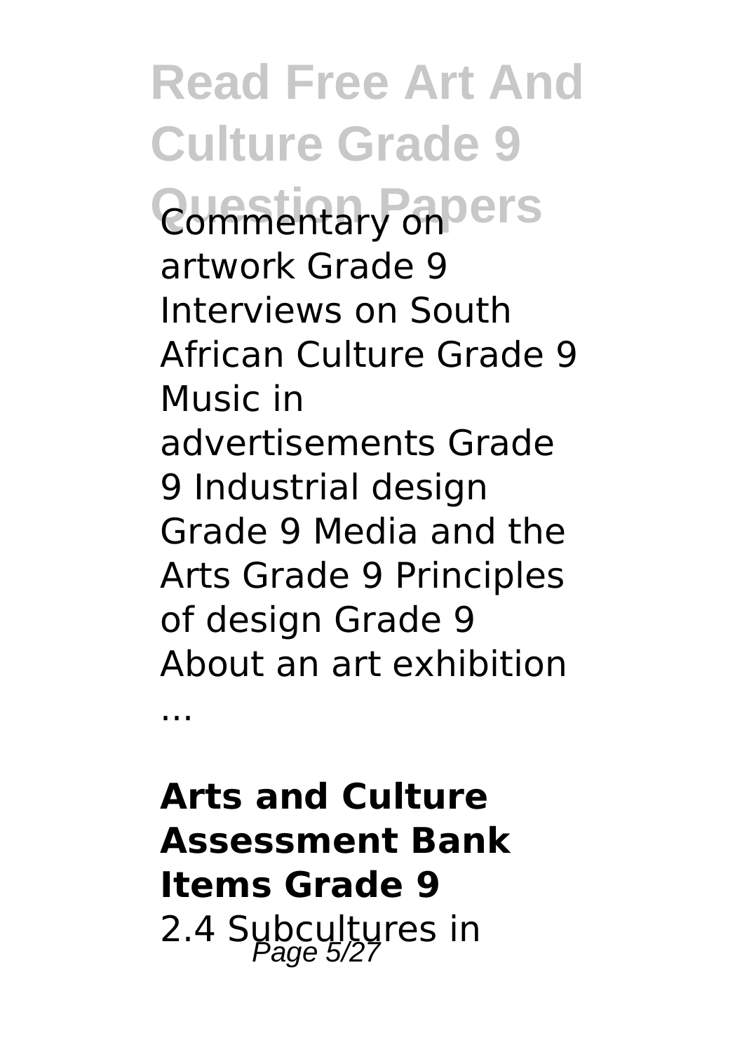Commentary on artwork Grade 9 Interviews on South African Culture Grade 9 Music in advertisements Grade 9 Industrial design Grade 9 Media and the Arts Grade 9 Principles of design Grade 9 About an art exhibition ...

## Arts and Culture Assessment Bank Items Grade 9

2.4 Subcultures in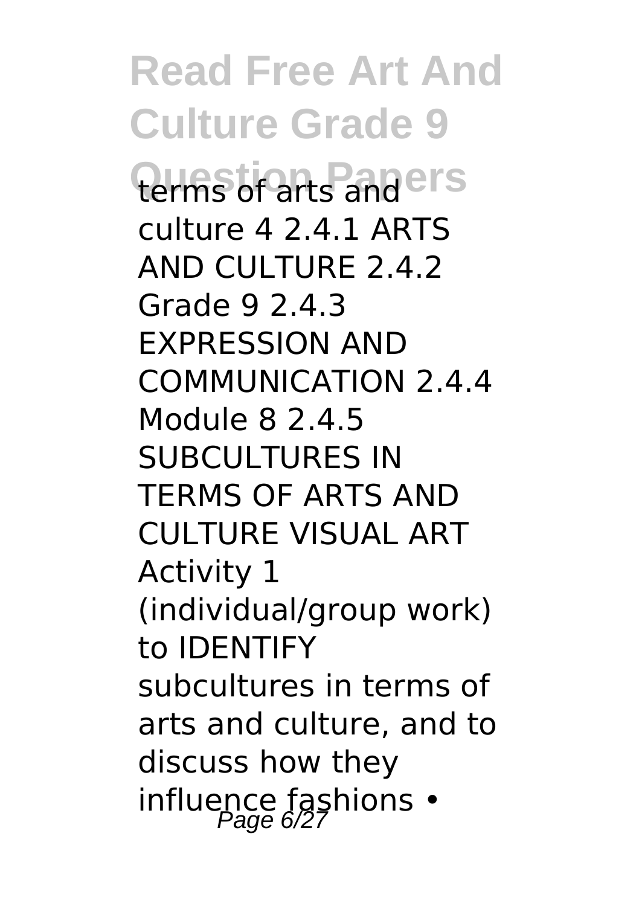terms of arts and culture 4 2.4.1 ARTS AND CULTURE 2.4.2 Grade 9 2.4.3 EXPRESSION AND COMMUNICATION 2.4.4 Module 8 2.4.5 SUBCULTURES IN TERMS OF ARTS AND CULTURE VISUAL ART Activity 1 (individual/group work) to IDENTIFY subcultures in terms of arts and culture, and to discuss how they influence fashions •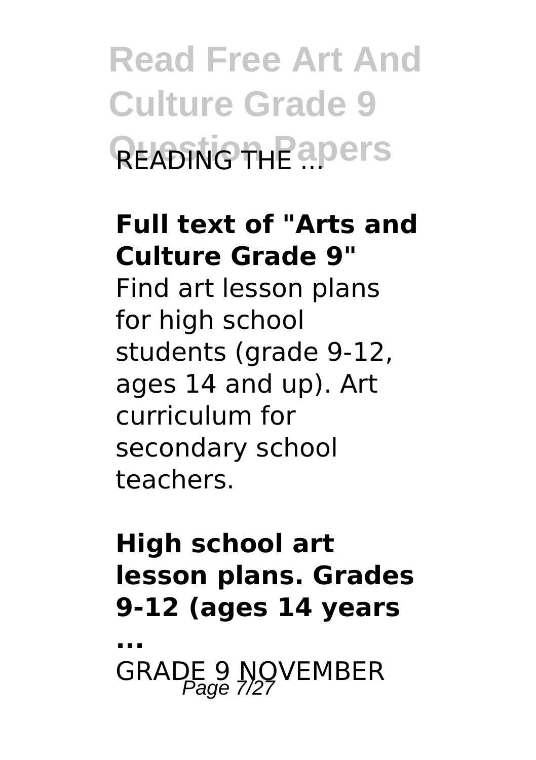READING THE ...

**Full text of "Arts and Culture Grade 9"**

Find art lesson plans for high school students (grade 9-12, ages 14 and up). Art curriculum for secondary school teachers.

**High school art lesson plans. Grades 9-12 (ages 14 years ...**

GRADE 9 NOVEMBER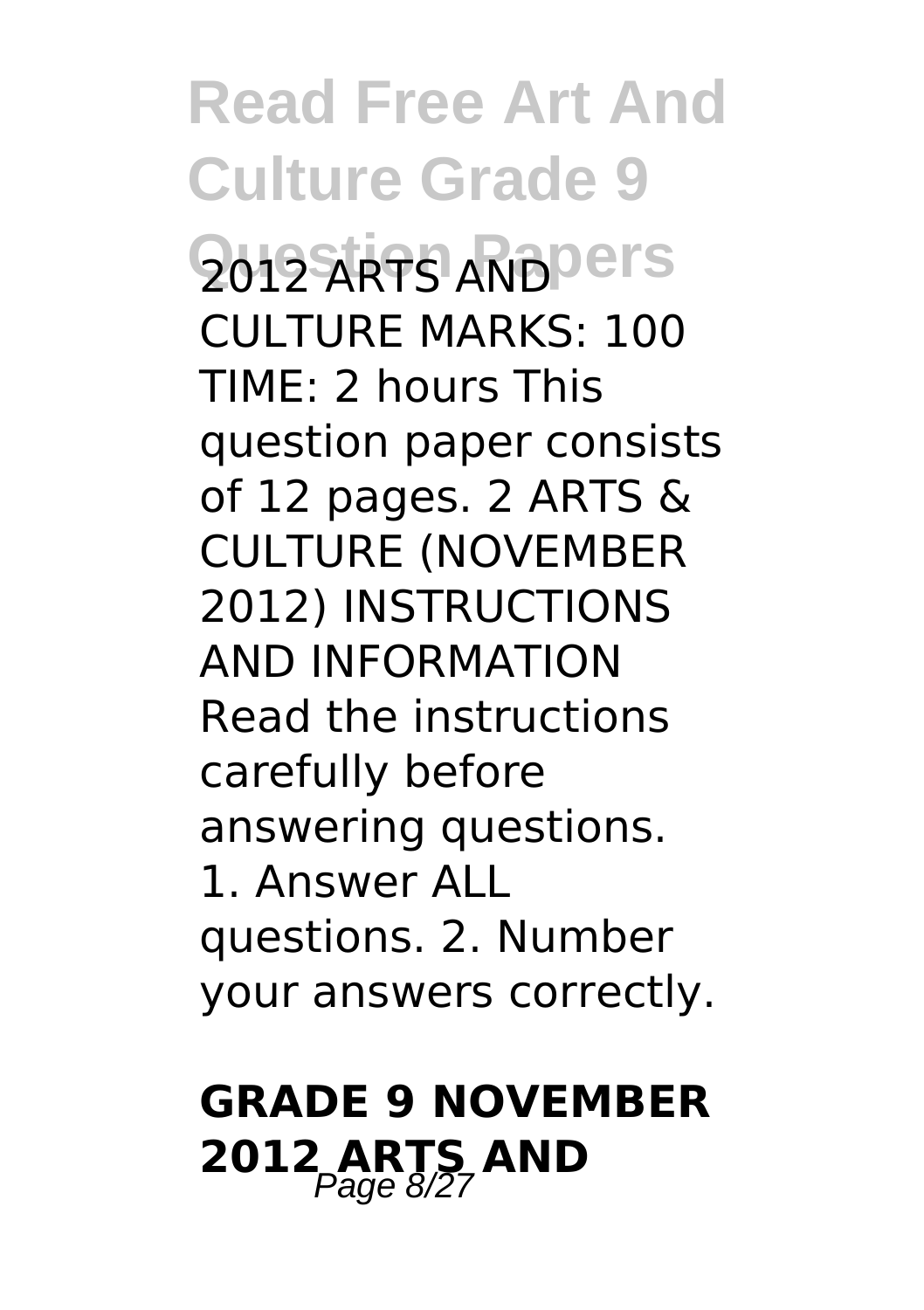2012 ARTS AND CULTURE MARKS: 100 TIME: 2 hours This question paper consists of 12 pages. 2 ARTS & CULTURE (NOVEMBER 2012) INSTRUCTIONS AND INFORMATION Read the instructions carefully before answering questions. 1. Answer ALL questions. 2. Number your answers correctly.

## GRADE 9 NOVEMBER 2012 ARTS AND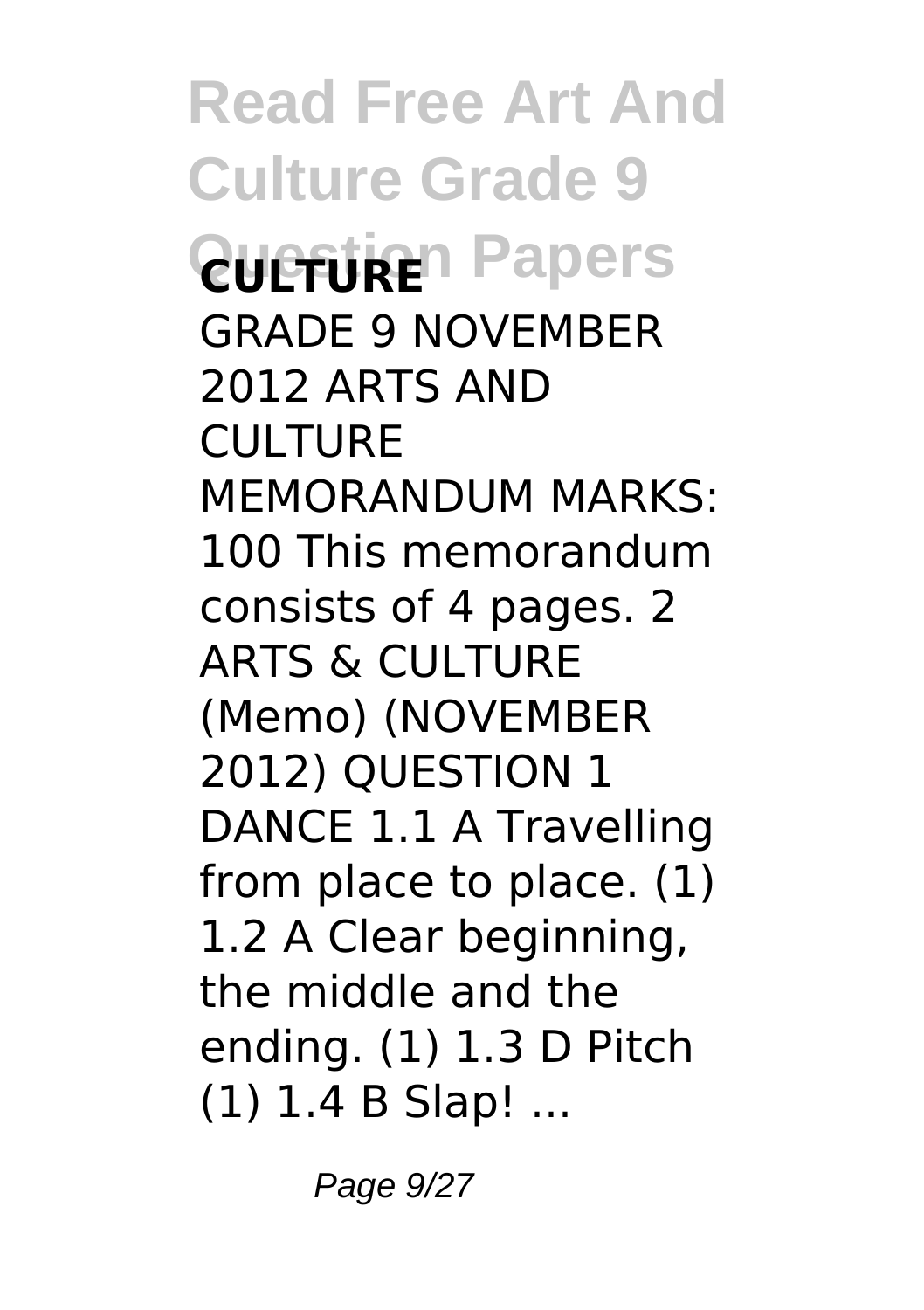**CULTURE** GRADE 9 NOVEMBER 2012 ARTS AND CULTURE MEMORANDUM MARKS: 100 This memorandum consists of 4 pages. 2 ARTS & CULTURE (Memo) (NOVEMBER 2012) QUESTION 1 DANCE 1.1 A Travelling from place to place. (1) 1.2 A Clear beginning, the middle and the ending. (1) 1.3 D Pitch (1) 1.4 B Slap! ...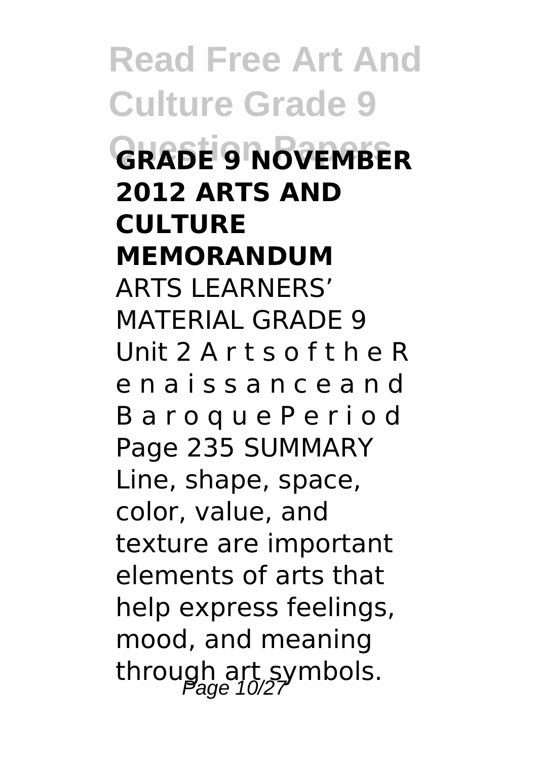**GRADE 9 NOVEMBER 2012 ARTS AND CULTURE MEMORANDUM**

ARTS LEARNERS' MATERIAL GRADE 9 Unit 2 A r t s o f t h e R e n a i s s a n c e a n d B a r o q u e P e r i o d Page 235 SUMMARY Line, shape, space, color, value, and texture are important elements of arts that help express feelings, mood, and meaning through art symbols.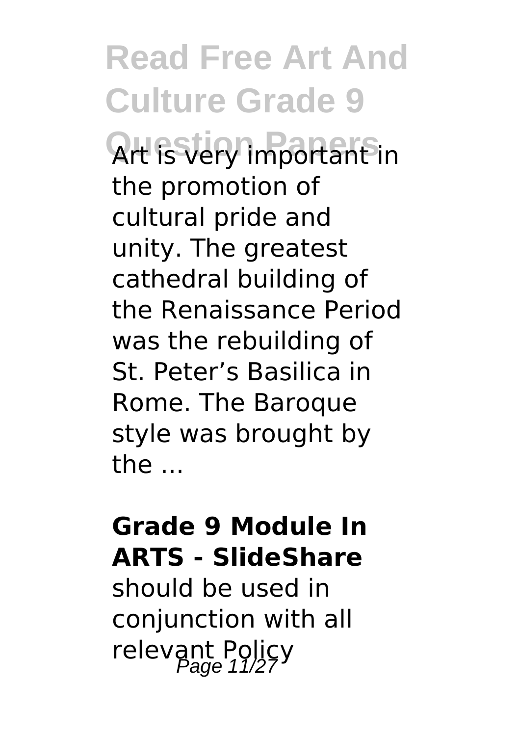Art is very important in the promotion of cultural pride and unity. The greatest cathedral building of the Renaissance Period was the rebuilding of St. Peter's Basilica in Rome. The Baroque style was brought by the ...

**Grade 9 Module In ARTS - SlideShare**

should be used in conjunction with all relevant Policy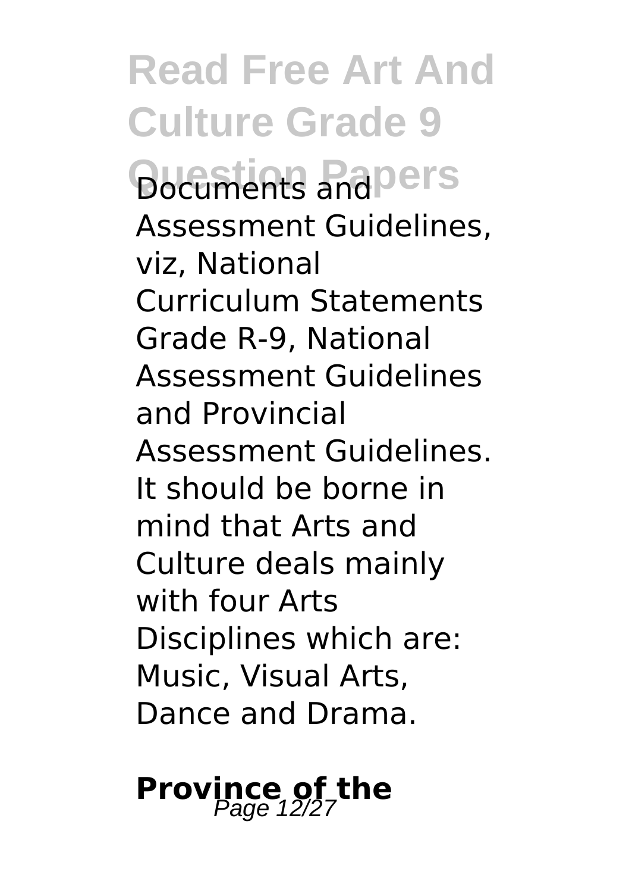Documents and Assessment Guidelines, viz, National Curriculum Statements Grade R-9, National Assessment Guidelines and Provincial Assessment Guidelines. It should be borne in mind that Arts and Culture deals mainly with four Arts Disciplines which are: Music, Visual Arts, Dance and Drama.

**Province of the**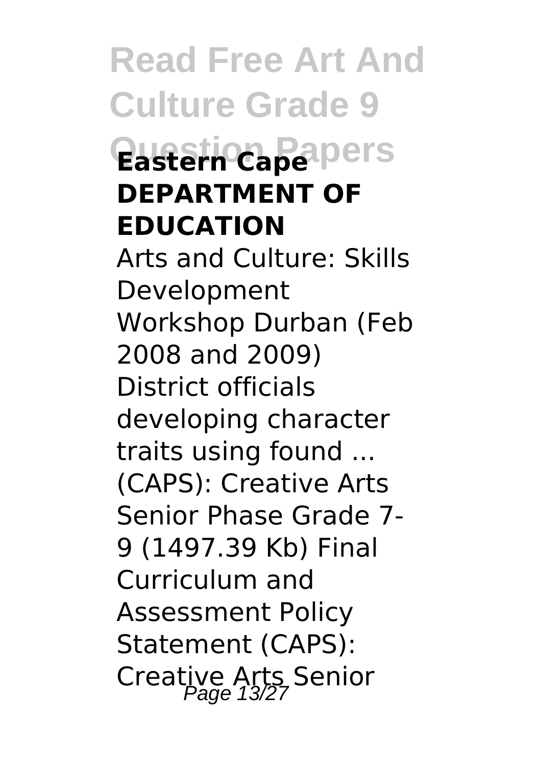**Eastern Cape DEPARTMENT OF EDUCATION**

Arts and Culture: Skills Development Workshop Durban (Feb 2008 and 2009) District officials developing character traits using found ... (CAPS): Creative Arts Senior Phase Grade 7-9 (1497.39 Kb) Final Curriculum and Assessment Policy Statement (CAPS): Creative Arts Senior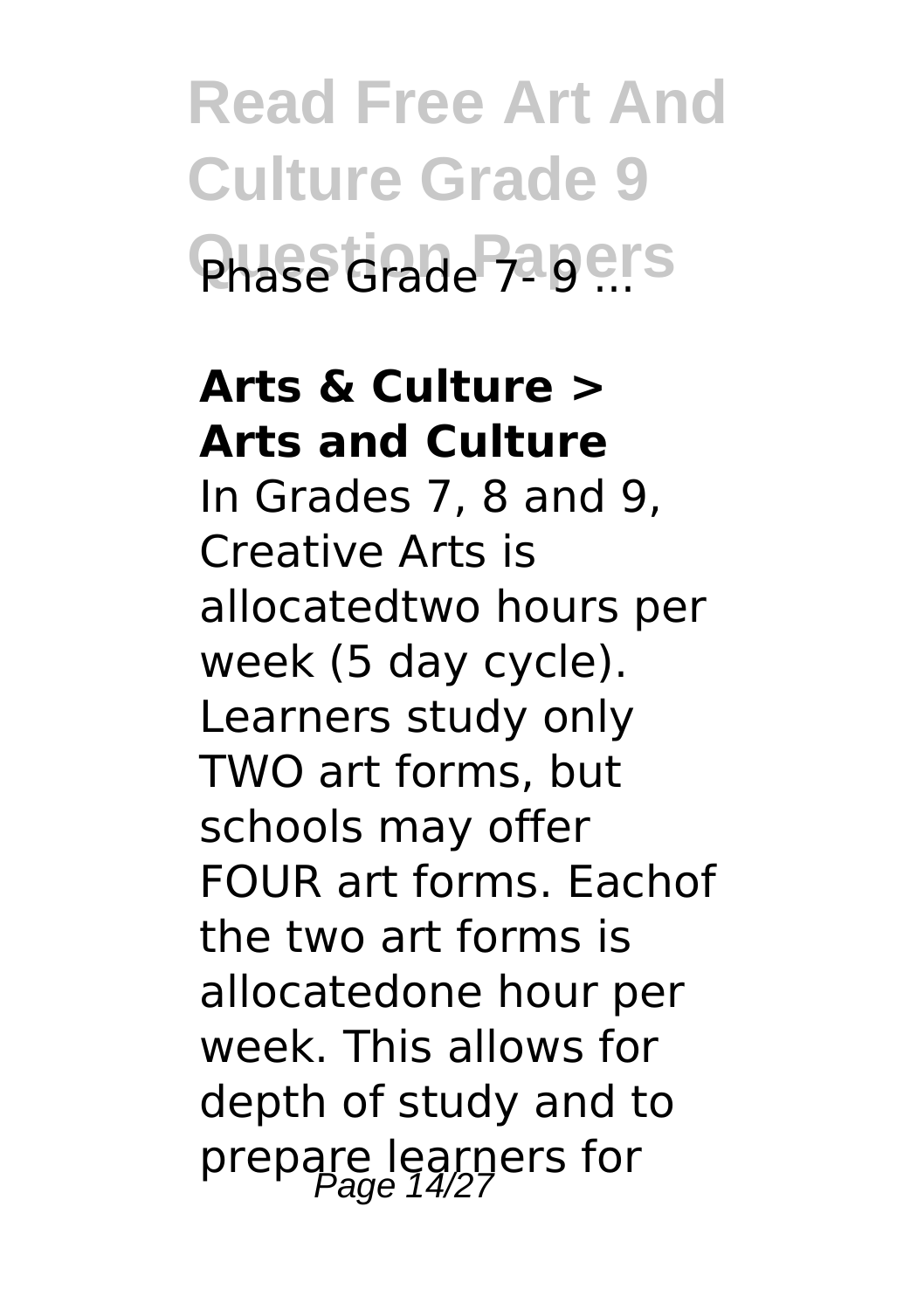Phase Grade 7- 9 ...

**Arts & Culture > Arts and Culture**

In Grades 7, 8 and 9, Creative Arts is allocatedtwo hours per week (5 day cycle). Learners study only TWO art forms, but schools may offer FOUR art forms. Eachof the two art forms is allocatedone hour per week. This allows for depth of study and to prepare learners for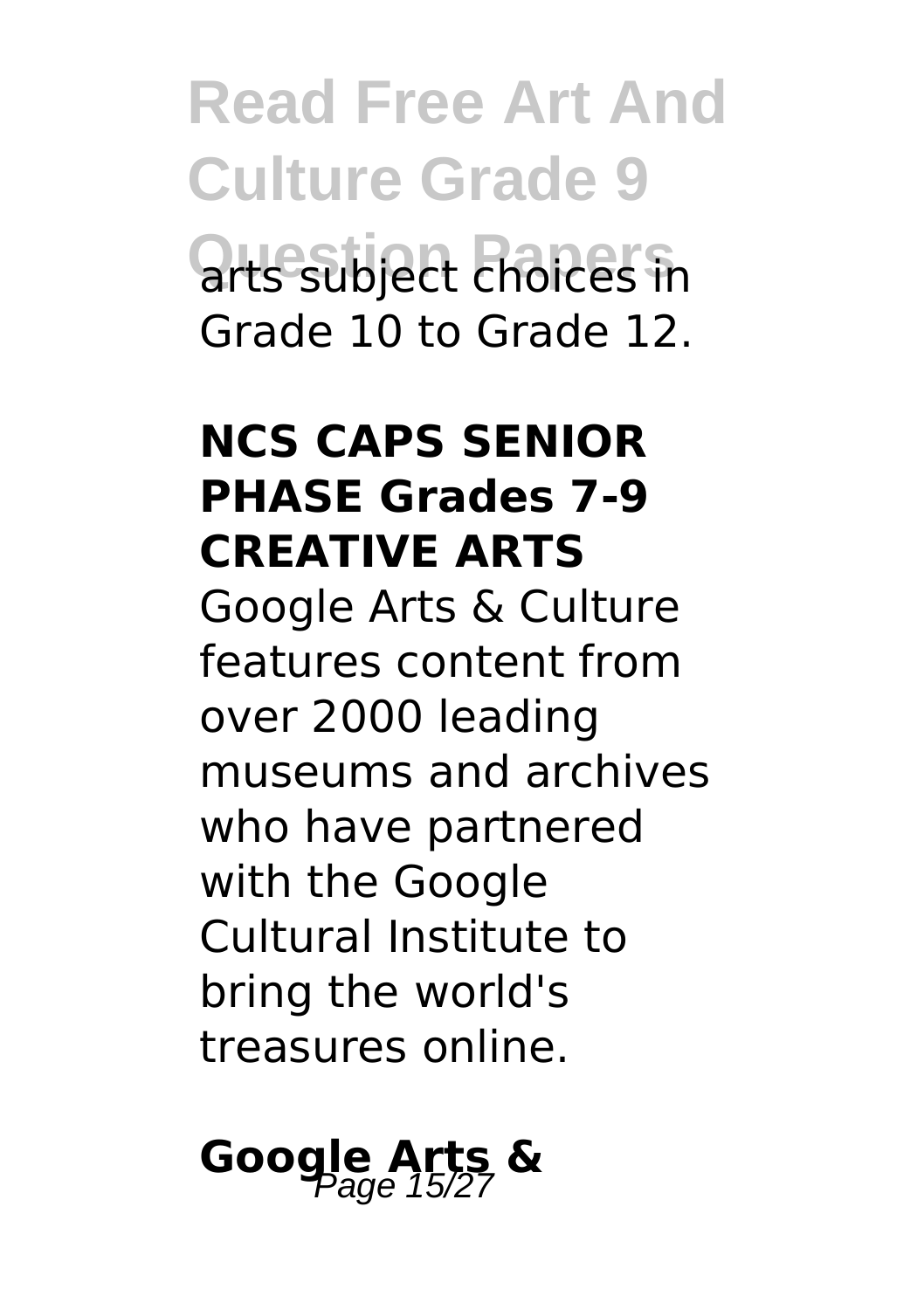arts subject choices in Grade 10 to Grade 12.

### NCS CAPS SENIOR PHASE Grades 7-9 CREATIVE ARTS

Google Arts & Culture features content from over 2000 leading museums and archives who have partnered with the Google Cultural Institute to bring the world's treasures online.

### Google Arts &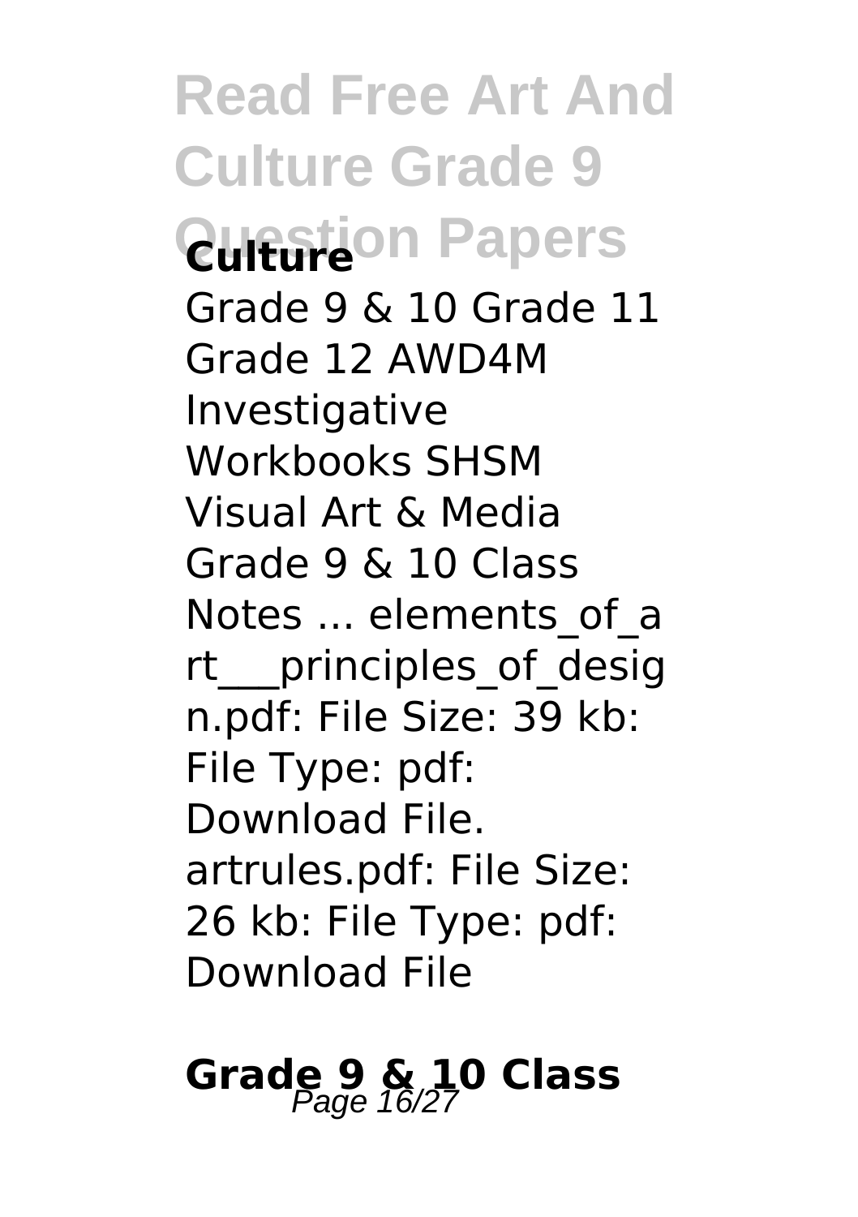**Culture**

Grade 9 & 10 Grade 11 Grade 12 AWD4M Investigative Workbooks SHSM Visual Art & Media Grade 9 & 10 Class Notes ... elements_of_art___principles_of_design.pdf: File Size: 39 kb: File Type: pdf: Download File. artrules.pdf: File Size: 26 kb: File Type: pdf: Download File

**Grade 9 & 10 Class**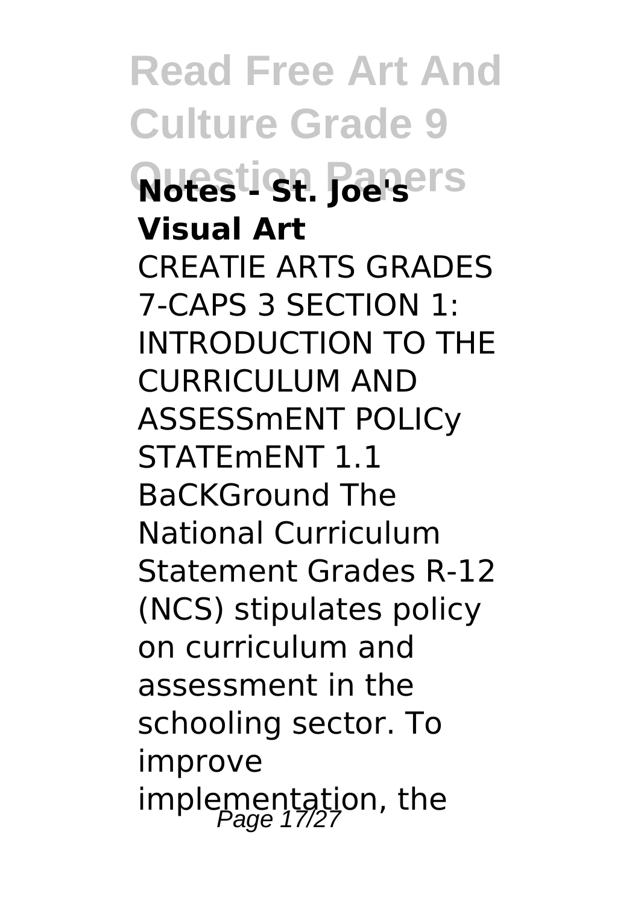**Notes - St. Joe's Visual Art**

CREATIE ARTS GRADES 7-CAPS 3 SECTION 1: INTRODUCTION TO THE CURRICULUM AND ASSESSmENT POLICy STATEmENT 1.1 BaCKGround The National Curriculum Statement Grades R-12 (NCS) stipulates policy on curriculum and assessment in the schooling sector. To improve implementation, the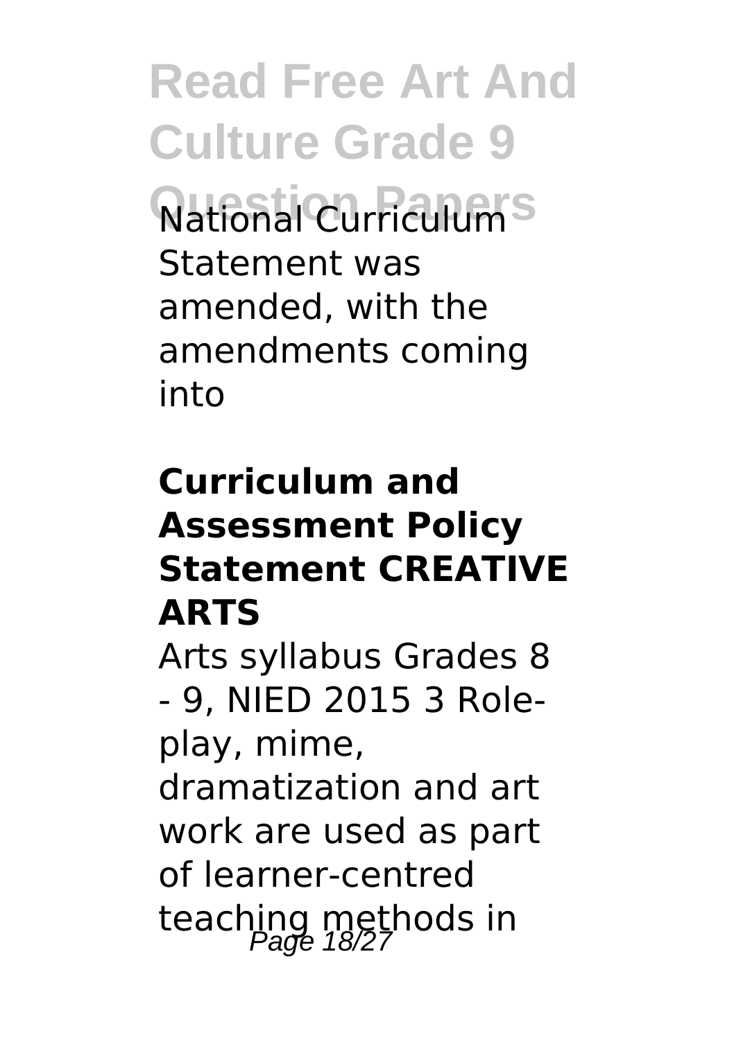National Curriculum Statement was amended, with the amendments coming into

### Curriculum and Assessment Policy Statement CREATIVE ARTS

Arts syllabus Grades 8 - 9, NIED 2015 3 Role-play, mime, dramatization and art work are used as part of learner-centred teaching methods in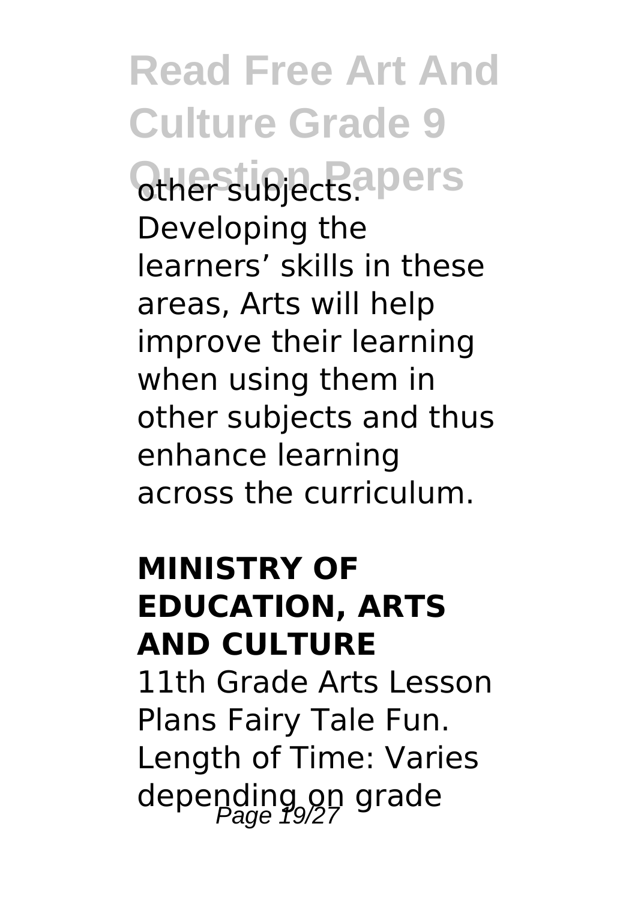other subjects. Developing the learners' skills in these areas, Arts will help improve their learning when using them in other subjects and thus enhance learning across the curriculum.

## MINISTRY OF EDUCATION, ARTS AND CULTURE

11th Grade Arts Lesson Plans Fairy Tale Fun. Length of Time: Varies depending on grade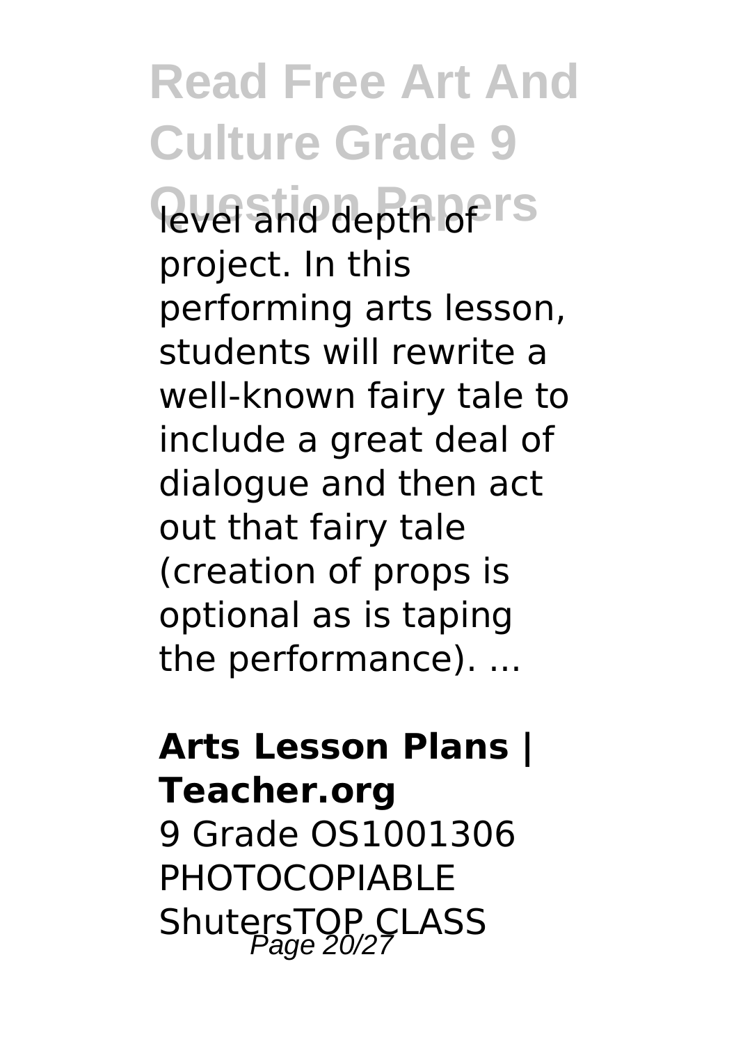level and depth of project. In this performing arts lesson, students will rewrite a well-known fairy tale to include a great deal of dialogue and then act out that fairy tale (creation of props is optional as is taping the performance). ...

**Arts Lesson Plans | Teacher.org**

9 Grade OS1001306 PHOTOCOPIABLE ShutersTOP CLASS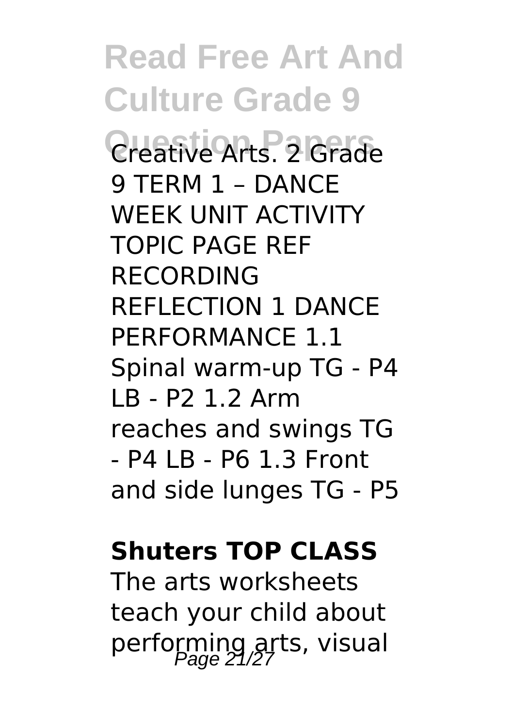Creative Arts. 2 Grade 9 TERM 1 – DANCE WEEK UNIT ACTIVITY TOPIC PAGE REF RECORDING REFLECTION 1 DANCE PERFORMANCE 1.1 Spinal warm-up TG - P4 LB - P2 1.2 Arm reaches and swings TG - P4 LB - P6 1.3 Front and side lunges TG - P5

**Shuters TOP CLASS**

The arts worksheets teach your child about performing arts, visual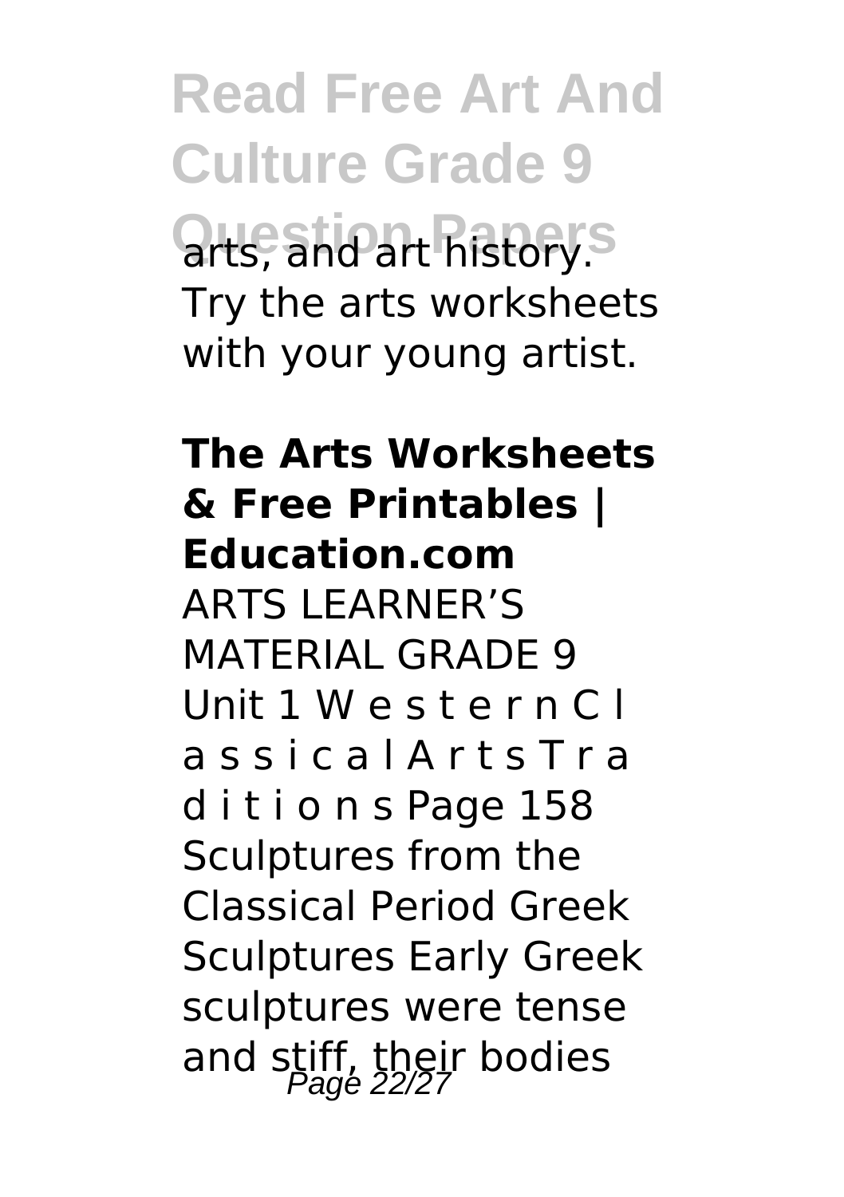arts, and art history. Try the arts worksheets with your young artist.

**The Arts Worksheets & Free Printables | Education.com**

ARTS LEARNER'S MATERIAL GRADE 9 Unit 1 W e s t e r n C l a s s i c a l A r t s T r a d i t i o n s Page 158 Sculptures from the Classical Period Greek Sculptures Early Greek sculptures were tense and stiff, their bodies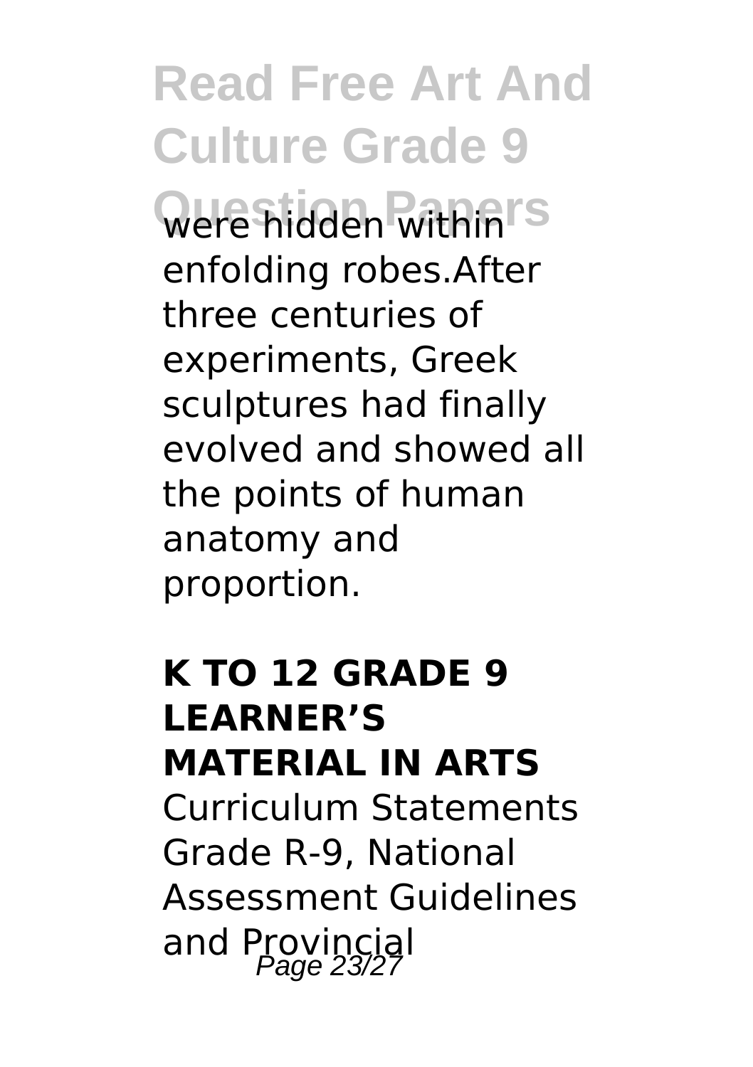were hidden within enfolding robes.After three centuries of experiments, Greek sculptures had finally evolved and showed all the points of human anatomy and proportion.

## K TO 12 GRADE 9 LEARNER'S MATERIAL IN ARTS

Curriculum Statements Grade R-9, National Assessment Guidelines and Provincial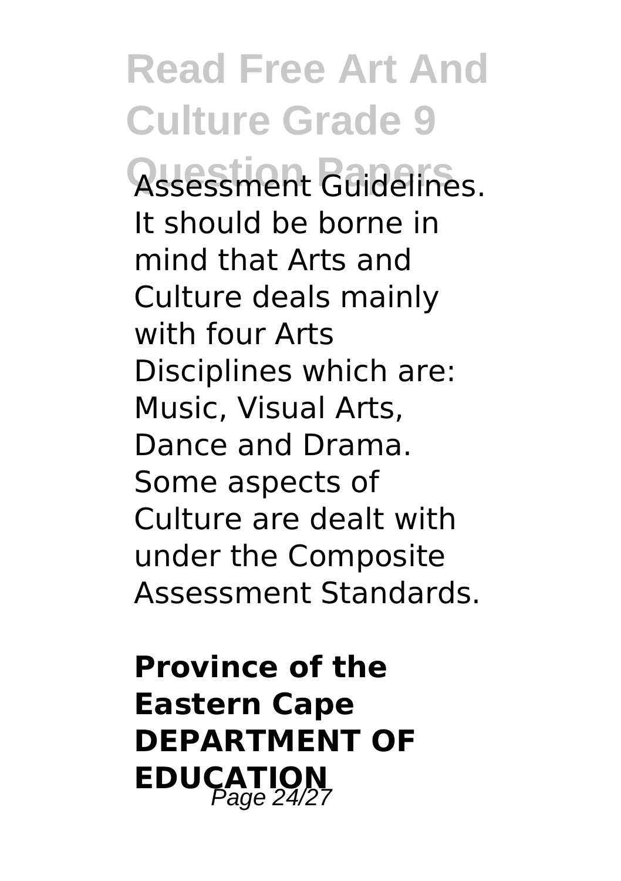Assessment Guidelines. It should be borne in mind that Arts and Culture deals mainly with four Arts Disciplines which are: Music, Visual Arts, Dance and Drama. Some aspects of Culture are dealt with under the Composite Assessment Standards.

**Province of the Eastern Cape DEPARTMENT OF EDUCATION**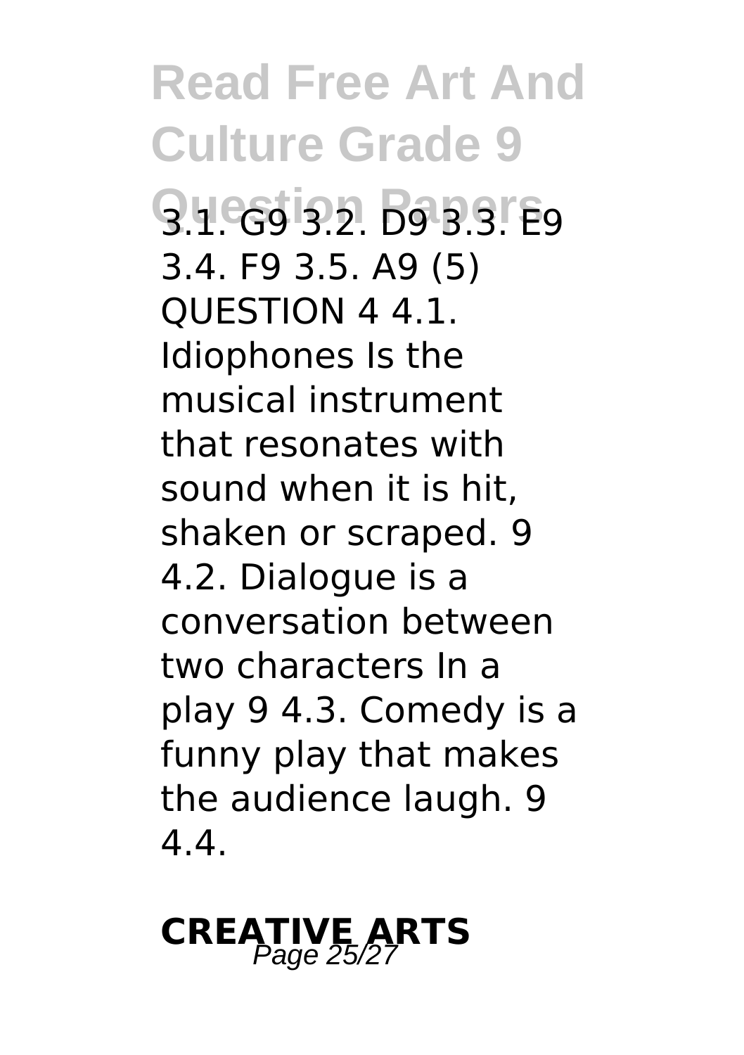3.1. G9 3.2. D9 3.3. E9 3.4. F9 3.5. A9 (5) QUESTION 4 4.1. Idiophones Is the musical instrument that resonates with sound when it is hit, shaken or scraped. 9 4.2. Dialogue is a conversation between two characters In a play 9 4.3. Comedy is a funny play that makes the audience laugh. 9 4.4.

**CREATIVE ARTS**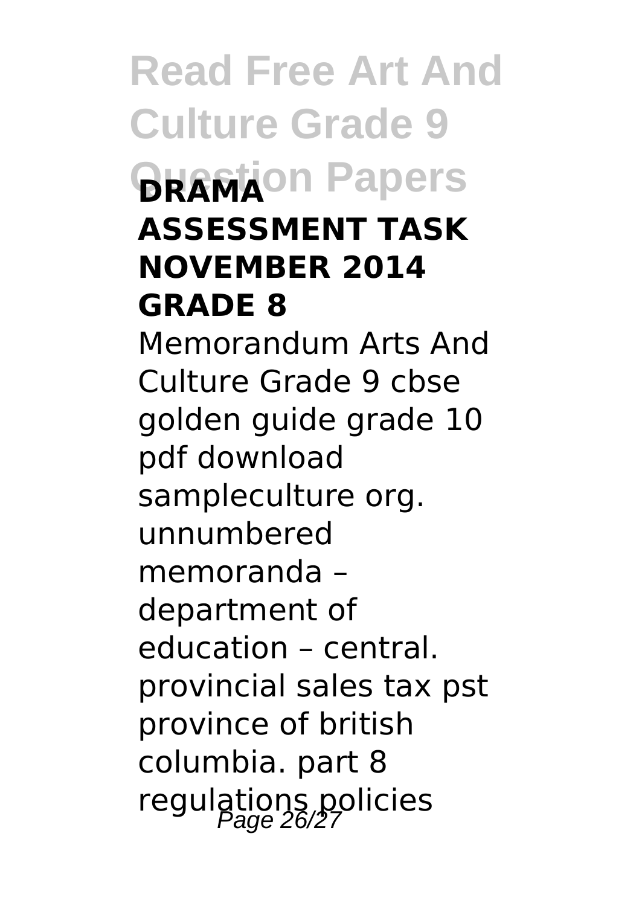**DRAMA ASSESSMENT TASK NOVEMBER 2014 GRADE 8**

Memorandum Arts And Culture Grade 9 cbse golden guide grade 10 pdf download sampleculture org. unnumbered memoranda – department of education – central. provincial sales tax pst province of british columbia. part 8 regulations policies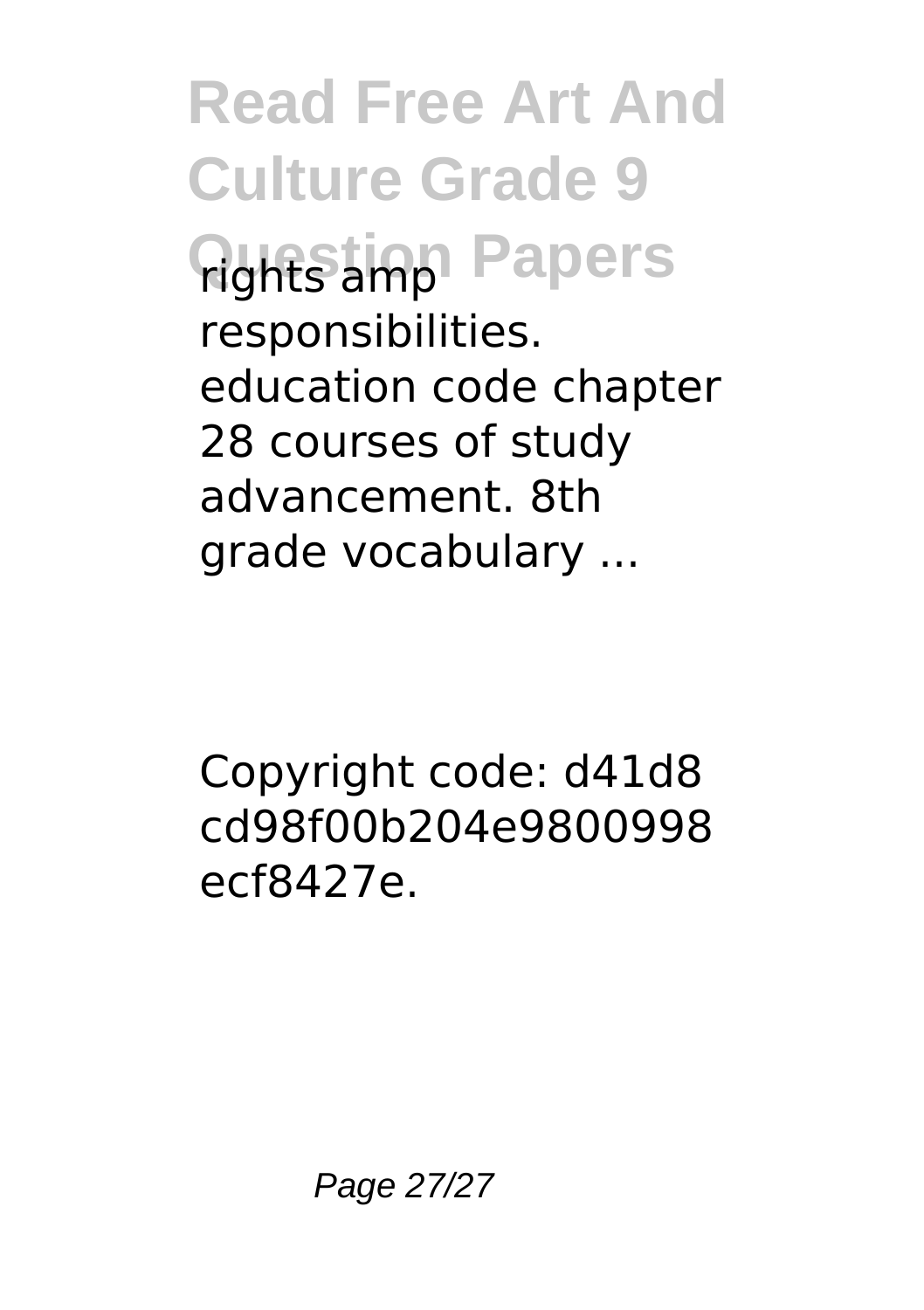rights amp responsibilities. education code chapter 28 courses of study advancement. 8th grade vocabulary ...

Copyright code: d41d8cd98f00b204e9800998ecf8427e.